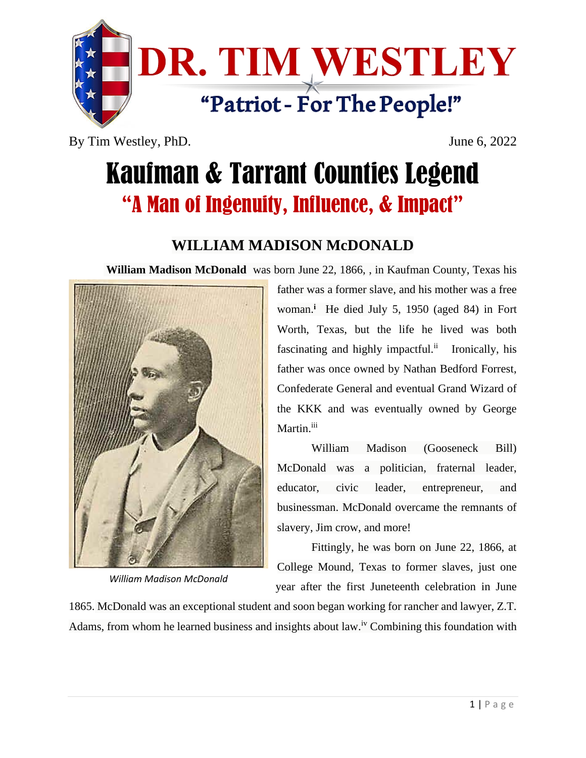# DR. TIM WESTLEY

"Patriot - For The People!"

By Tim Westley, PhD. June 6, 2022

# Kaufman & Tarrant Counties Legend

## "A Man of Ingenuity, Influence, & Impact"

### WILLIAM MADISON McDONALD

**William Madison McDonald** was born June 22, 1866, , in Kaufman County, Texas his father was a former slave, and his mother was a free woman.[i] He died July 5, 1950 (aged 84) in Fort Worth, Texas, but the life he lived was both fascinating and highly impactful.[ii] Ironically, his father was once owned by Nathan Bedford Forrest, Confederate General and eventual Grand Wizard of the KKK and was eventually owned by George Martin.[iii]

*William Madison McDonald*

William Madison (Gooseneck Bill) McDonald was a politician, fraternal leader, educator, civic leader, entrepreneur, and businessman. McDonald overcame the remnants of slavery, Jim crow, and more!

Fittingly, he was born on June 22, 1866, at College Mound, Texas to former slaves, just one year after the first Juneteenth celebration in June 1865. McDonald was an exceptional student and soon began working for rancher and lawyer, Z.T. Adams, from whom he learned business and insights about law.[iv] Combining this foundation with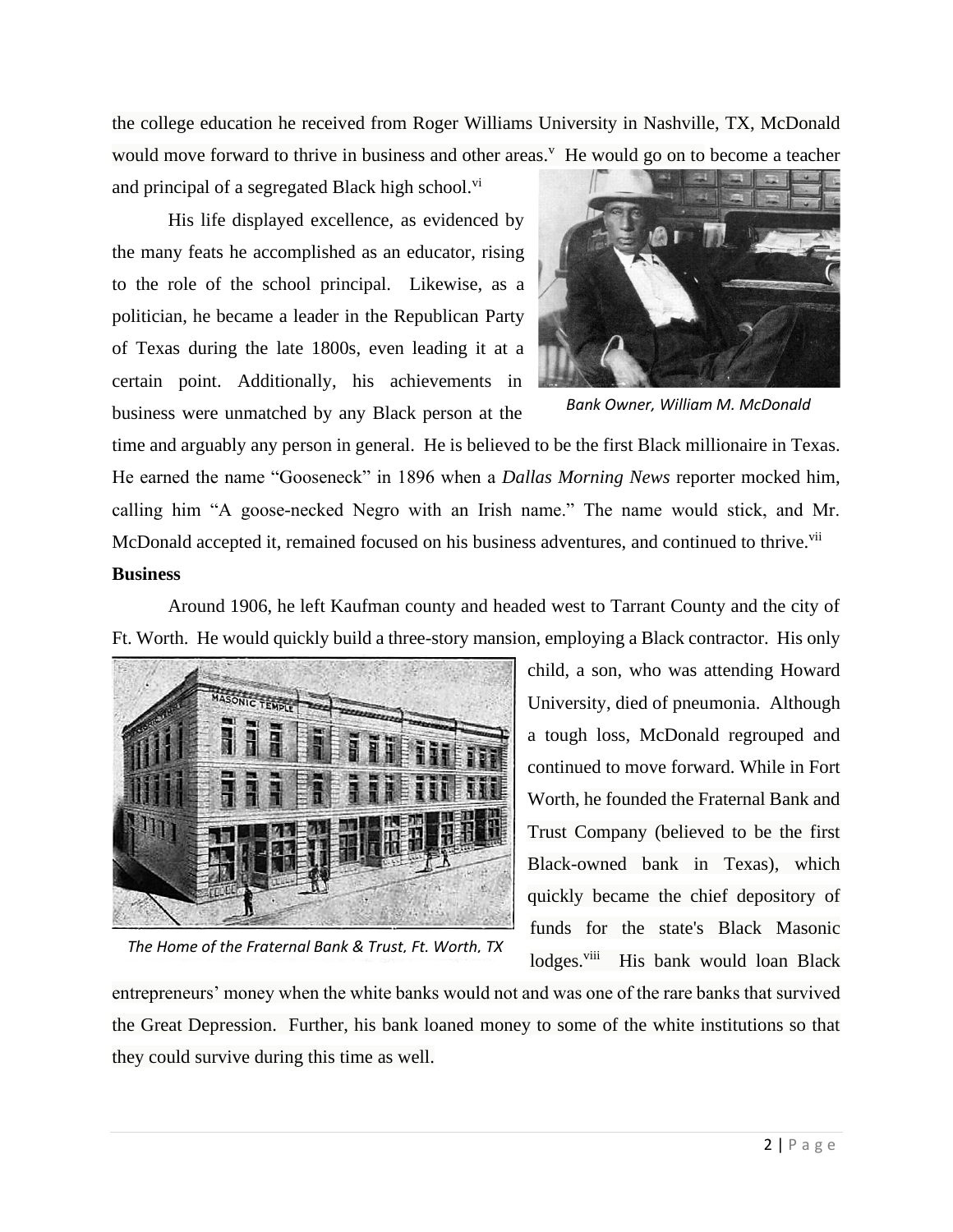the college education he received from Roger Williams University in Nashville, TX, McDonald would move forward to thrive in business and other areas.[v] He would go on to become a teacher and principal of a segregated Black high school.[vi]

His life displayed excellence, as evidenced by the many feats he accomplished as an educator, rising to the role of the school principal. Likewise, as a politician, he became a leader in the Republican Party of Texas during the late 1800s, even leading it at a certain point. Additionally, his achievements in business were unmatched by any Black person at the time and arguably any person in general. He is believed to be the first Black millionaire in Texas. He earned the name "Gooseneck" in 1896 when a *Dallas Morning News* reporter mocked him, calling him "A goose-necked Negro with an Irish name." The name would stick, and Mr. McDonald accepted it, remained focused on his business adventures, and continued to thrive.[vii]

*Bank Owner, William M. McDonald*

**Business**

Around 1906, he left Kaufman county and headed west to Tarrant County and the city of Ft. Worth. He would quickly build a three-story mansion, employing a Black contractor. His only child, a son, who was attending Howard University, died of pneumonia. Although a tough loss, McDonald regrouped and continued to move forward. While in Fort Worth, he founded the Fraternal Bank and Trust Company (believed to be the first Black-owned bank in Texas), which quickly became the chief depository of funds for the state's Black Masonic lodges.[viii] His bank would loan Black entrepreneurs' money when the white banks would not and was one of the rare banks that survived the Great Depression. Further, his bank loaned money to some of the white institutions so that they could survive during this time as well.

*The Home of the Fraternal Bank & Trust, Ft. Worth, TX*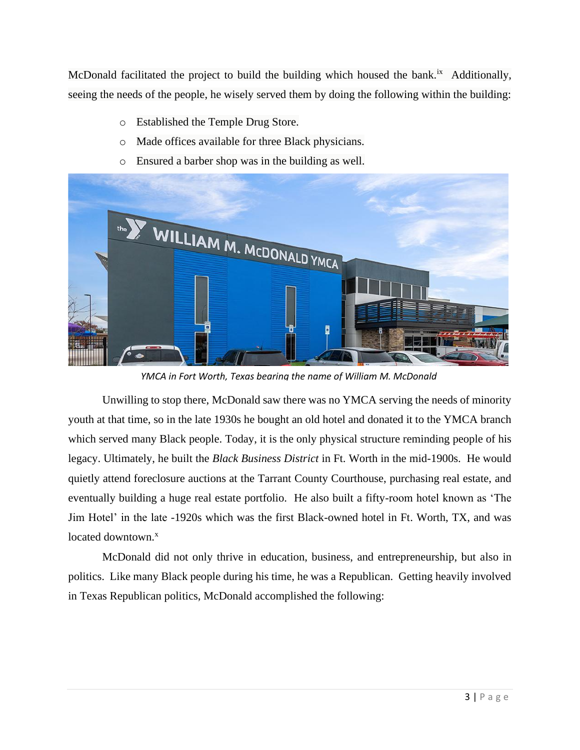McDonald facilitated the project to build the building which housed the bank.[ix] Additionally, seeing the needs of the people, he wisely served them by doing the following within the building:

- Established the Temple Drug Store.
- Made offices available for three Black physicians.
- Ensured a barber shop was in the building as well.

*YMCA in Fort Worth, Texas bearing the name of William M. McDonald*

Unwilling to stop there, McDonald saw there was no YMCA serving the needs of minority youth at that time, so in the late 1930s he bought an old hotel and donated it to the YMCA branch which served many Black people. Today, it is the only physical structure reminding people of his legacy. Ultimately, he built the *Black Business District* in Ft. Worth in the mid-1900s. He would quietly attend foreclosure auctions at the Tarrant County Courthouse, purchasing real estate, and eventually building a huge real estate portfolio. He also built a fifty-room hotel known as 'The Jim Hotel' in the late -1920s which was the first Black-owned hotel in Ft. Worth, TX, and was located downtown.[x]

McDonald did not only thrive in education, business, and entrepreneurship, but also in politics. Like many Black people during his time, he was a Republican. Getting heavily involved in Texas Republican politics, McDonald accomplished the following: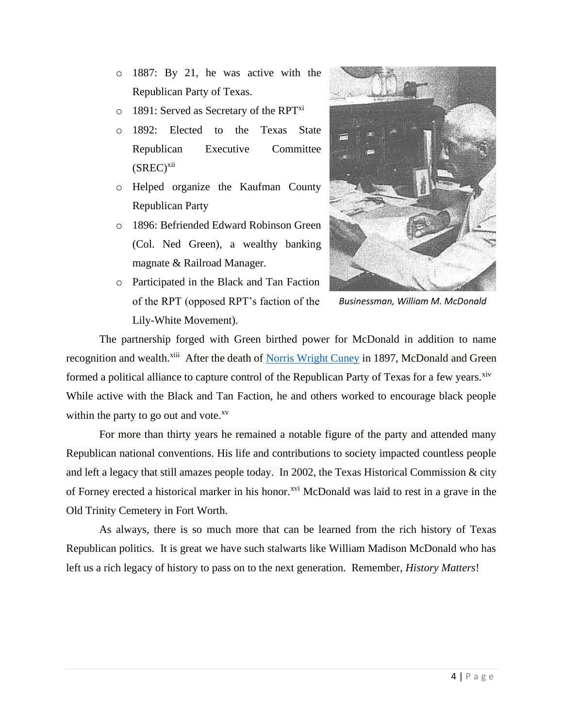- 1887: By 21, he was active with the Republican Party of Texas.
- 1891: Served as Secretary of the RPT[xi]
- 1892: Elected to the Texas State Republican Executive Committee (SREC)[xii]
- Helped organize the Kaufman County Republican Party
- 1896: Befriended Edward Robinson Green (Col. Ned Green), a wealthy banking magnate & Railroad Manager.
- Participated in the Black and Tan Faction of the RPT (opposed RPT's faction of the Lily-White Movement).

*Businessman, William M. McDonald*

The partnership forged with Green birthed power for McDonald in addition to name recognition and wealth.[xiii] After the death of Norris Wright Cuney in 1897, McDonald and Green formed a political alliance to capture control of the Republican Party of Texas for a few years.[xiv] While active with the Black and Tan Faction, he and others worked to encourage black people within the party to go out and vote.[xv]

For more than thirty years he remained a notable figure of the party and attended many Republican national conventions. His life and contributions to society impacted countless people and left a legacy that still amazes people today. In 2002, the Texas Historical Commission & city of Forney erected a historical marker in his honor.[xvi] McDonald was laid to rest in a grave in the Old Trinity Cemetery in Fort Worth.

As always, there is so much more that can be learned from the rich history of Texas Republican politics. It is great we have such stalwarts like William Madison McDonald who has left us a rich legacy of history to pass on to the next generation. Remember, *History Matters*!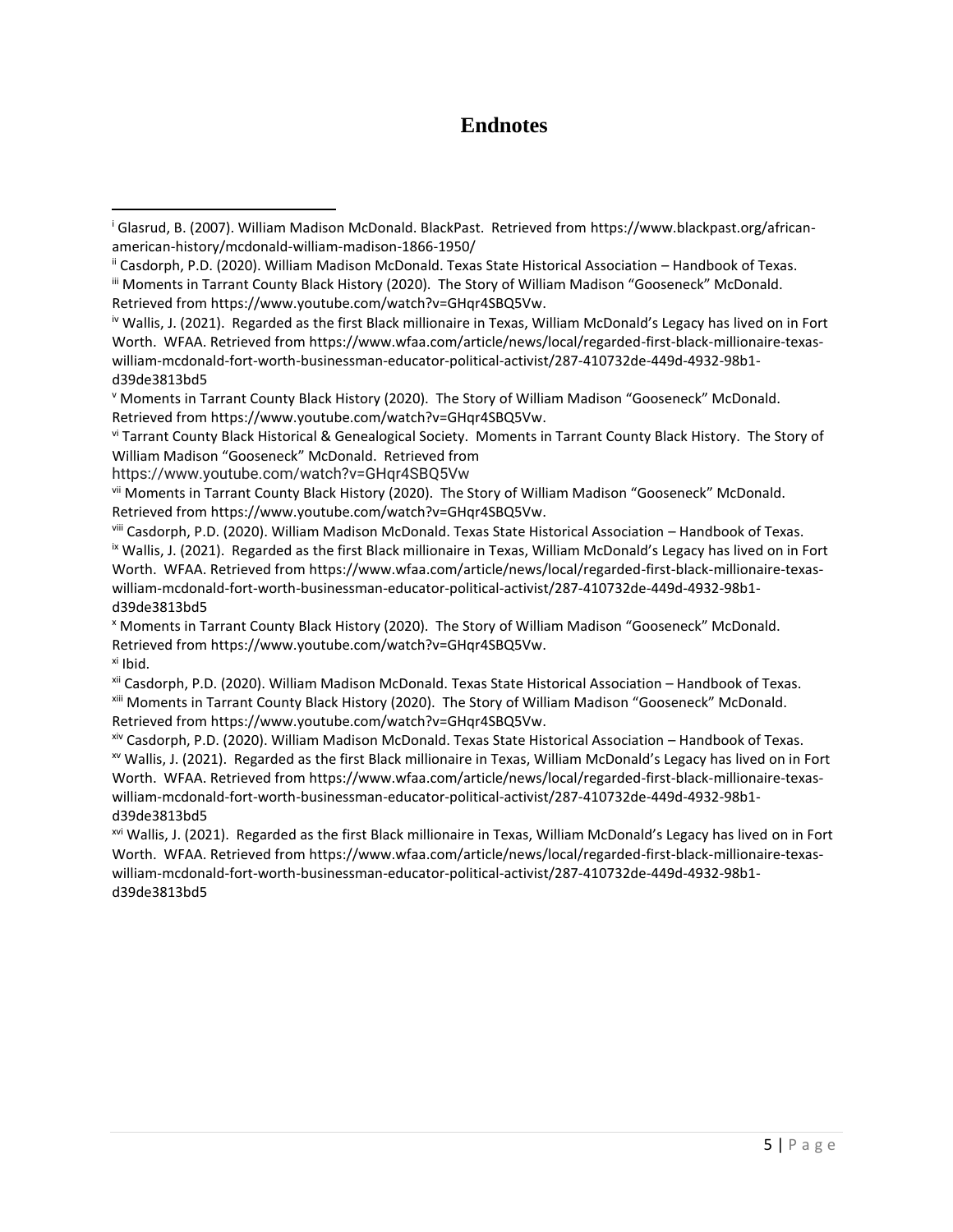# Endnotes

[i] Glasrud, B. (2007). William Madison McDonald. BlackPast. Retrieved from https://www.blackpast.org/african-american-history/mcdonald-william-madison-1866-1950/

[ii] Casdorph, P.D. (2020). William Madison McDonald. Texas State Historical Association – Handbook of Texas.

[iii] Moments in Tarrant County Black History (2020). The Story of William Madison "Gooseneck" McDonald. Retrieved from https://www.youtube.com/watch?v=GHqr4SBQ5Vw.

[iv] Wallis, J. (2021). Regarded as the first Black millionaire in Texas, William McDonald's Legacy has lived on in Fort Worth. WFAA. Retrieved from https://www.wfaa.com/article/news/local/regarded-first-black-millionaire-texas-william-mcdonald-fort-worth-businessman-educator-political-activist/287-410732de-449d-4932-98b1-d39de3813bd5

[v] Moments in Tarrant County Black History (2020). The Story of William Madison "Gooseneck" McDonald. Retrieved from https://www.youtube.com/watch?v=GHqr4SBQ5Vw.

[vi] Tarrant County Black Historical & Genealogical Society. Moments in Tarrant County Black History. The Story of William Madison "Gooseneck" McDonald. Retrieved from https://www.youtube.com/watch?v=GHqr4SBQ5Vw

[vii] Moments in Tarrant County Black History (2020). The Story of William Madison "Gooseneck" McDonald. Retrieved from https://www.youtube.com/watch?v=GHqr4SBQ5Vw.

[viii] Casdorph, P.D. (2020). William Madison McDonald. Texas State Historical Association – Handbook of Texas.

[ix] Wallis, J. (2021). Regarded as the first Black millionaire in Texas, William McDonald's Legacy has lived on in Fort Worth. WFAA. Retrieved from https://www.wfaa.com/article/news/local/regarded-first-black-millionaire-texas-william-mcdonald-fort-worth-businessman-educator-political-activist/287-410732de-449d-4932-98b1-d39de3813bd5

[x] Moments in Tarrant County Black History (2020). The Story of William Madison "Gooseneck" McDonald. Retrieved from https://www.youtube.com/watch?v=GHqr4SBQ5Vw.

[xi] Ibid.

[xii] Casdorph, P.D. (2020). William Madison McDonald. Texas State Historical Association – Handbook of Texas.

[xiii] Moments in Tarrant County Black History (2020). The Story of William Madison "Gooseneck" McDonald. Retrieved from https://www.youtube.com/watch?v=GHqr4SBQ5Vw.

[xiv] Casdorph, P.D. (2020). William Madison McDonald. Texas State Historical Association – Handbook of Texas.

[xv] Wallis, J. (2021). Regarded as the first Black millionaire in Texas, William McDonald's Legacy has lived on in Fort Worth. WFAA. Retrieved from https://www.wfaa.com/article/news/local/regarded-first-black-millionaire-texas-william-mcdonald-fort-worth-businessman-educator-political-activist/287-410732de-449d-4932-98b1-d39de3813bd5

[xvi] Wallis, J. (2021). Regarded as the first Black millionaire in Texas, William McDonald's Legacy has lived on in Fort Worth. WFAA. Retrieved from https://www.wfaa.com/article/news/local/regarded-first-black-millionaire-texas-william-mcdonald-fort-worth-businessman-educator-political-activist/287-410732de-449d-4932-98b1-d39de3813bd5